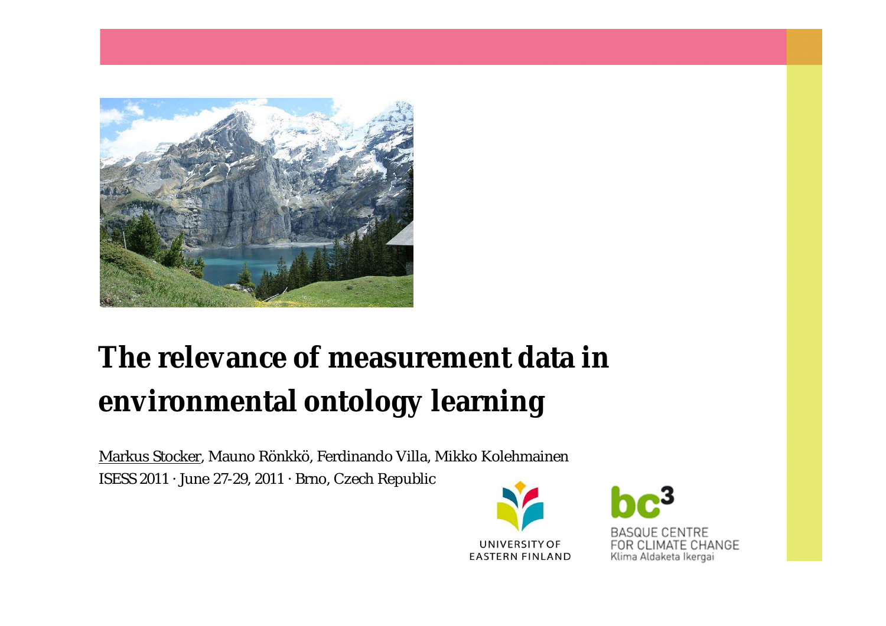# The relevance of measurement data in environmental ontology learning

Markus Stocker, Mauno Rönkkö, Ferdinando Villa, Mikko Kolehmainen

ISESS 2011 · June 27-29, 2011 · Brno, Czech Republic

UNIVERSITY OF EASTERN FINLAND

bc3 BASQUE CENTRE FOR CLIMATE CHANGE Klima Aldaketa Ikergai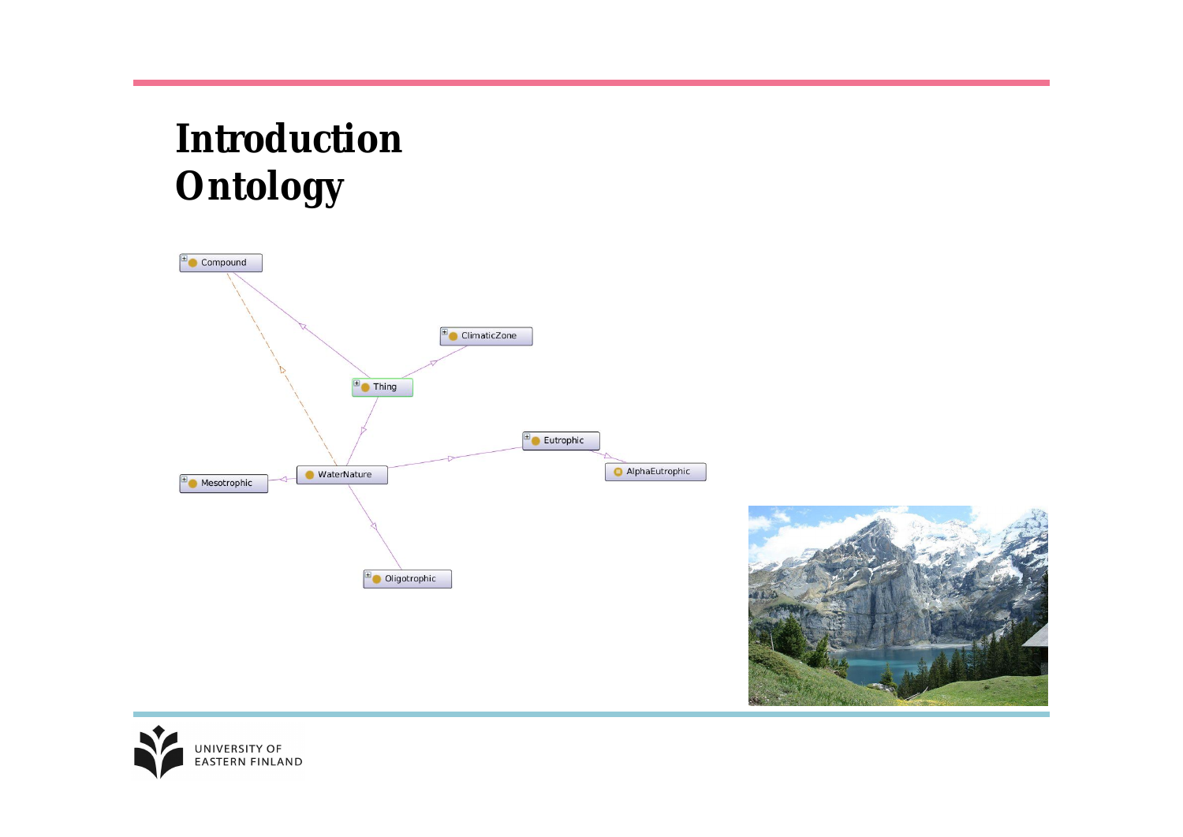# Introduction
## Ontology

Compound

ClimaticZone

Thing

Eutrophic

AlphaEutrophic

Mesotrophic

WaterNature

Oligotrophic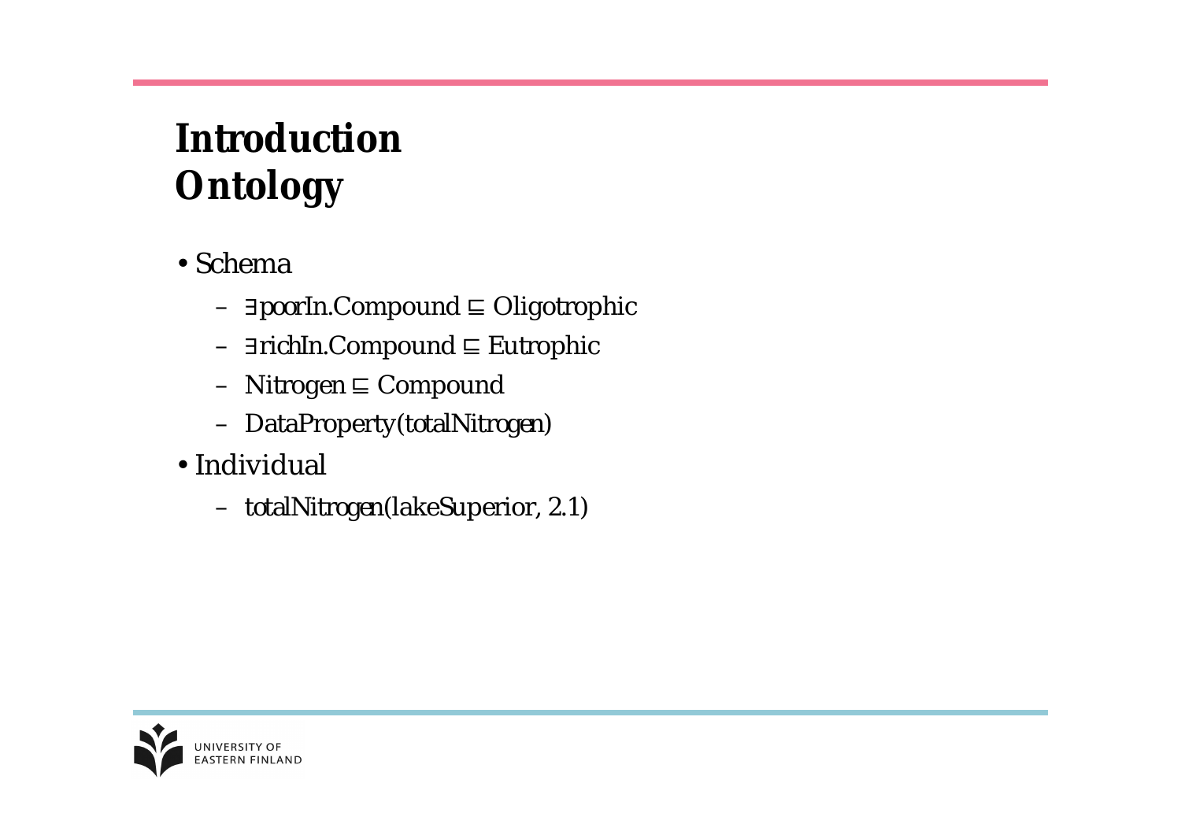# Introduction
## Ontology

- Schema
  - $\exists$poorIn.Compound $\sqsubseteq$ Oligotrophic
  - $\exists$richIn.Compound $\sqsubseteq$ Eutrophic
  - Nitrogen $\sqsubseteq$ Compound
  - DataProperty(totalNitrogen)
- Individual
  - totalNitrogen(lakeSuperior, 2.1)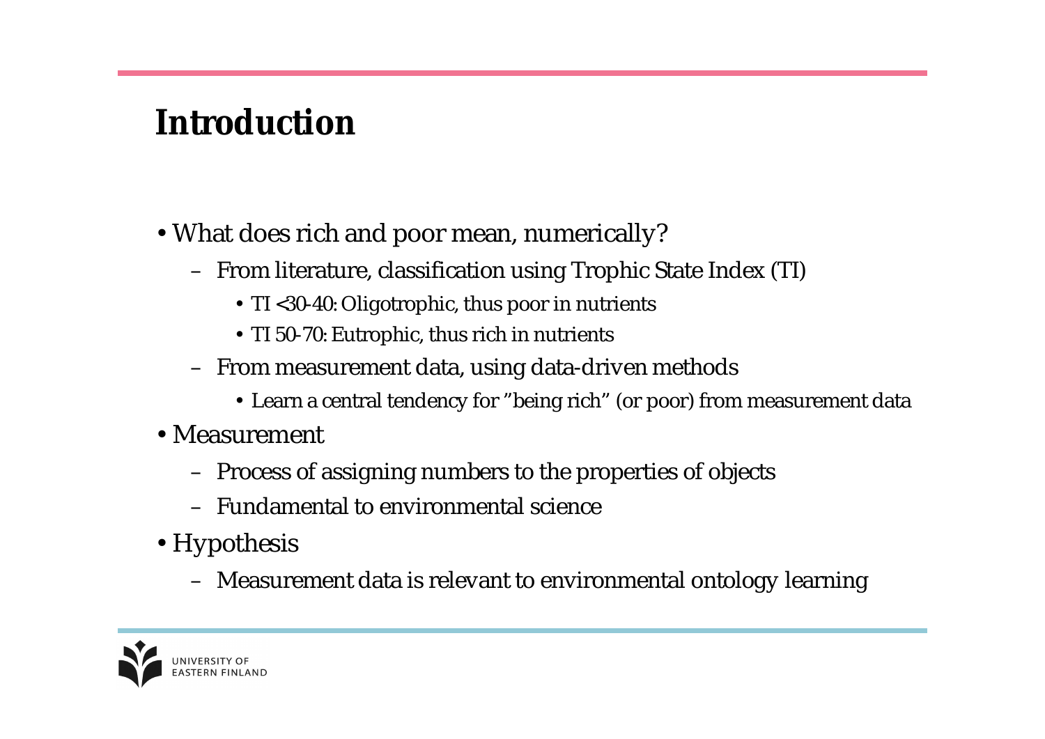# Introduction

- What does rich and poor mean, numerically?
  - From literature, classification using Trophic State Index (TI)
    - TI <30-40: Oligotrophic, thus poor in nutrients
    - TI 50-70: Eutrophic, thus rich in nutrients
  - From measurement data, using data-driven methods
    - Learn a central tendency for "being rich" (or poor) from measurement data
- Measurement
  - Process of assigning numbers to the properties of objects
  - Fundamental to environmental science
- Hypothesis
  - Measurement data is relevant to environmental ontology learning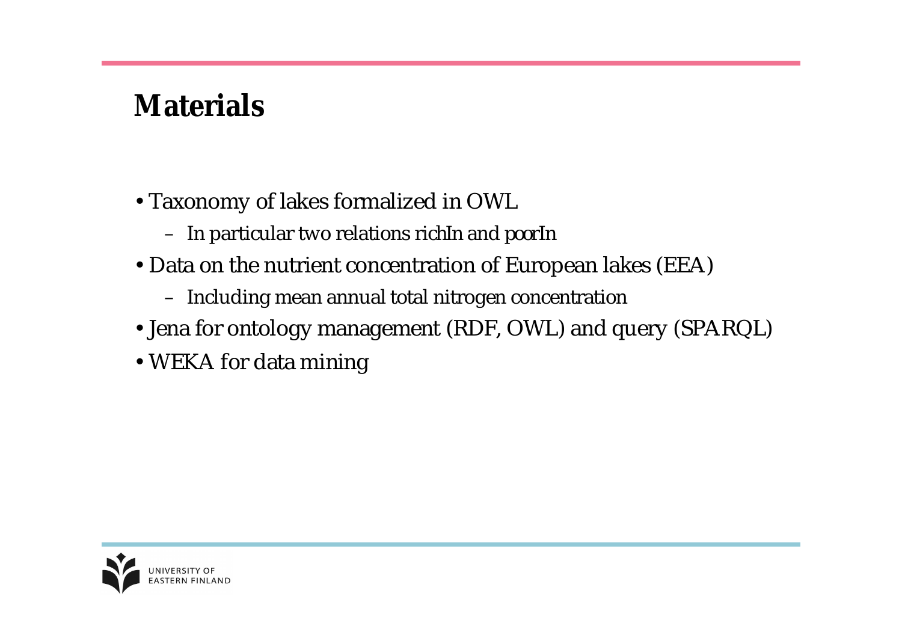# Materials

- Taxonomy of lakes formalized in OWL
  - In particular two relations richIn and poorIn
- Data on the nutrient concentration of European lakes (EEA)
  - Including mean annual total nitrogen concentration
- Jena for ontology management (RDF, OWL) and query (SPARQL)
- WEKA for data mining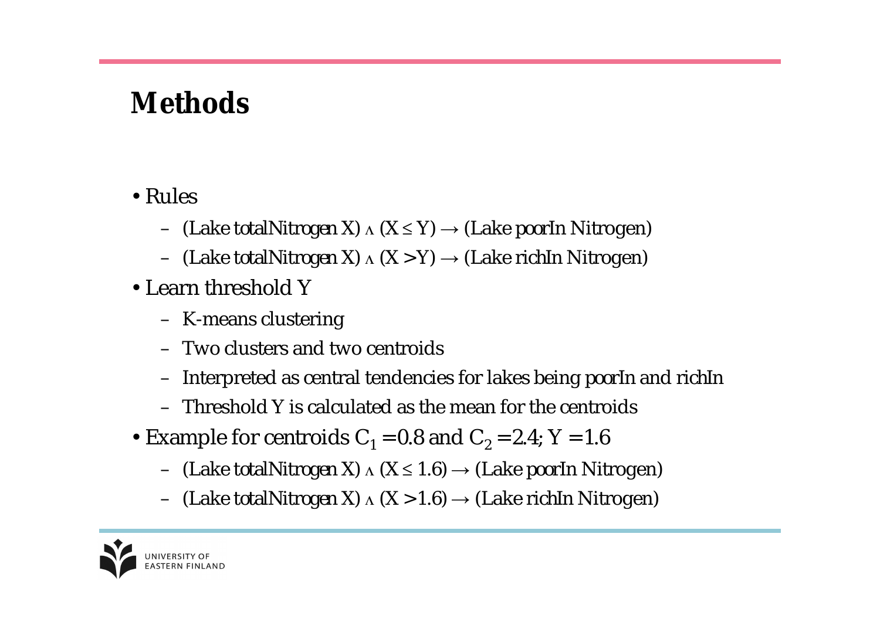# Methods

- Rules
  - (Lake totalNitrogen X) $\wedge$ ($X \leq Y$) $\rightarrow$ (Lake poorIn Nitrogen)
  - (Lake totalNitrogen X) $\wedge$ ($X > Y$) $\rightarrow$ (Lake richIn Nitrogen)
- Learn threshold Y
  - K-means clustering
  - Two clusters and two centroids
  - Interpreted as central tendencies for lakes being poorIn and richIn
  - Threshold Y is calculated as the mean for the centroids
- Example for centroids $C_1 = 0.8$ and $C_2 = 2.4$; $Y = 1.6$
  - (Lake totalNitrogen X) $\wedge$ ($X \leq 1.6$) $\rightarrow$ (Lake poorIn Nitrogen)
  - (Lake totalNitrogen X) $\wedge$ ($X > 1.6$) $\rightarrow$ (Lake richIn Nitrogen)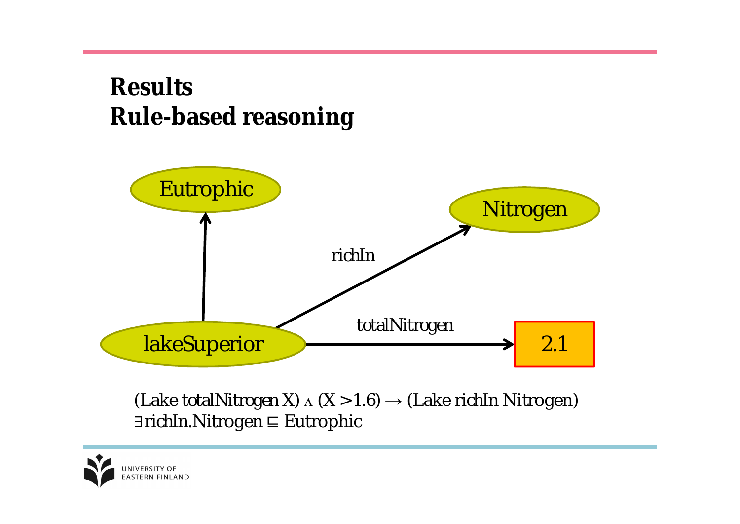# Results
# Rule-based reasoning

Eutrophic

Nitrogen

richIn

totalNitrogen

lakeSuperior

2.1

(Lake totalNitrogen X) $\wedge$ (X >1.6) $\rightarrow$ (Lake richIn Nitrogen)

$\exists$richIn.Nitrogen $\sqsubseteq$ Eutrophic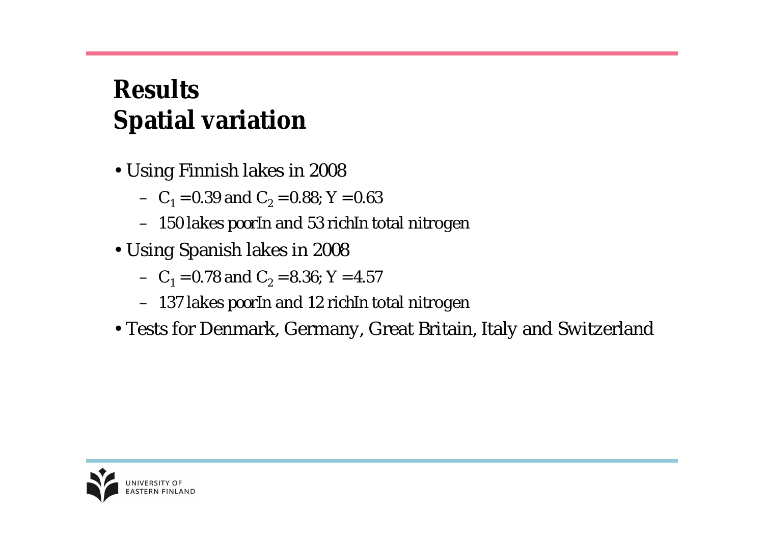# Results
# Spatial variation

- Using Finnish lakes in 2008
  - $C_1 = 0.39$ and $C_2 = 0.88$; $Y = 0.63$
  - 150 lakes poorIn and 53 richIn total nitrogen
- Using Spanish lakes in 2008
  - $C_1 = 0.78$ and $C_2 = 8.36$; $Y = 4.57$
  - 137 lakes poorIn and 12 richIn total nitrogen
- Tests for Denmark, Germany, Great Britain, Italy and Switzerland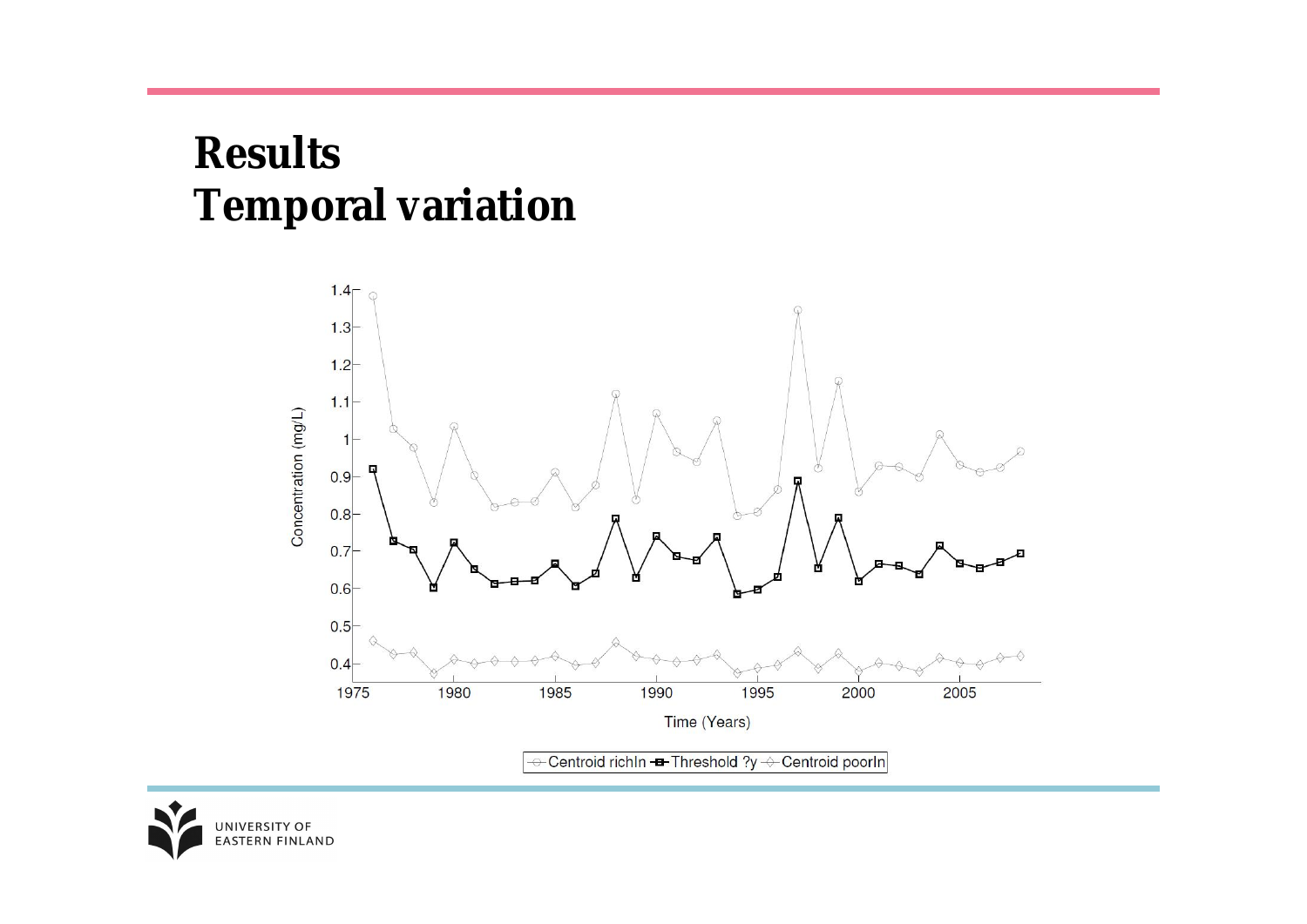# Results
# Temporal variation

Concentration (mg/L)

Time (Years)

Centroid richIn — Threshold ?y — Centroid poorIn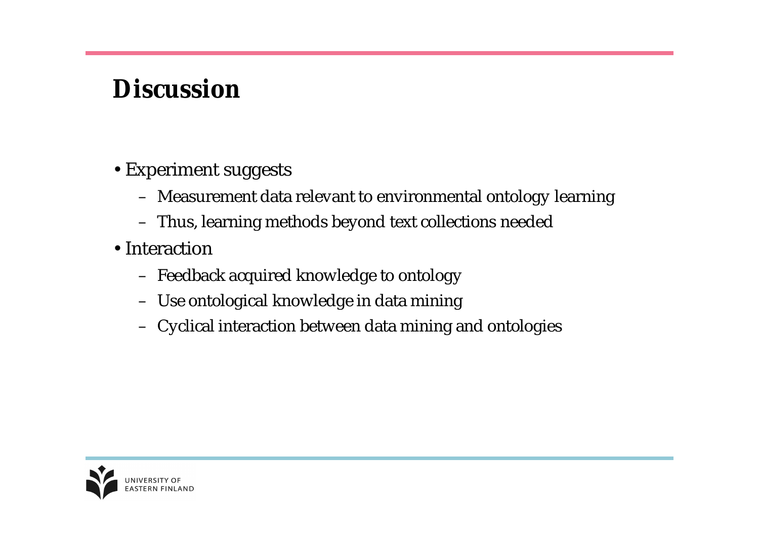# Discussion

- Experiment suggests
  - Measurement data relevant to environmental ontology learning
  - Thus, learning methods beyond text collections needed
- Interaction
  - Feedback acquired knowledge to ontology
  - Use ontological knowledge in data mining
  - Cyclical interaction between data mining and ontologies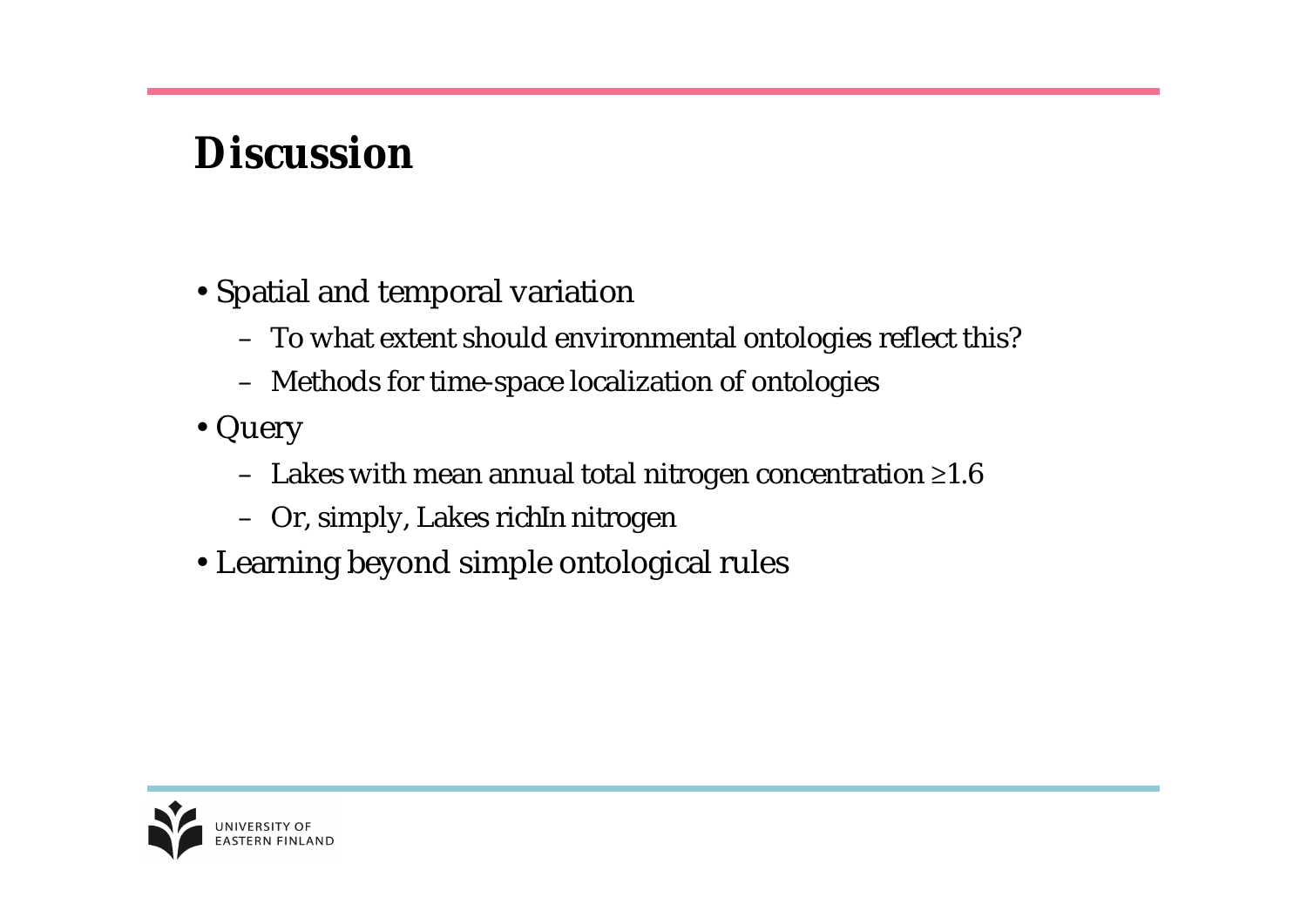# Discussion

- Spatial and temporal variation
  - To what extent should environmental ontologies reflect this?
  - Methods for time-space localization of ontologies
- Query
  - Lakes with mean annual total nitrogen concentration $\geq 1.6$
  - Or, simply, Lakes richIn nitrogen
- Learning beyond simple ontological rules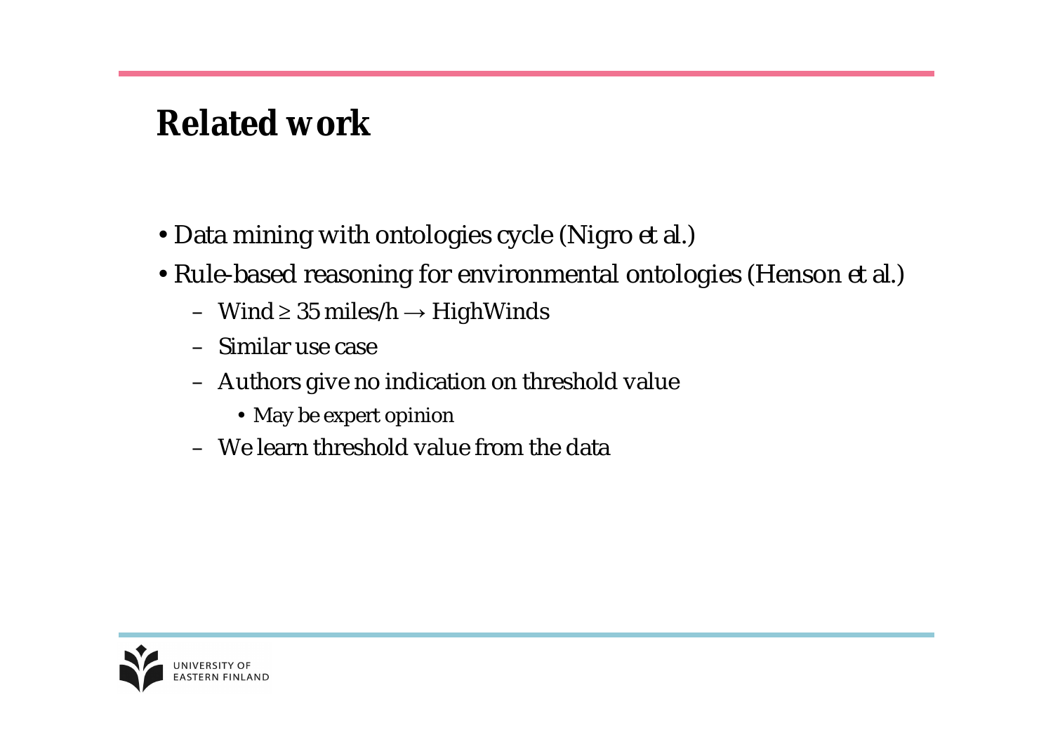# Related work

- Data mining with ontologies cycle (Nigro et al.)
- Rule-based reasoning for environmental ontologies (Henson et al.)
  - Wind $\geq$ 35 miles/h $\rightarrow$ HighWinds
  - Similar use case
  - Authors give no indication on threshold value
    - May be expert opinion
  - We learn threshold value from the data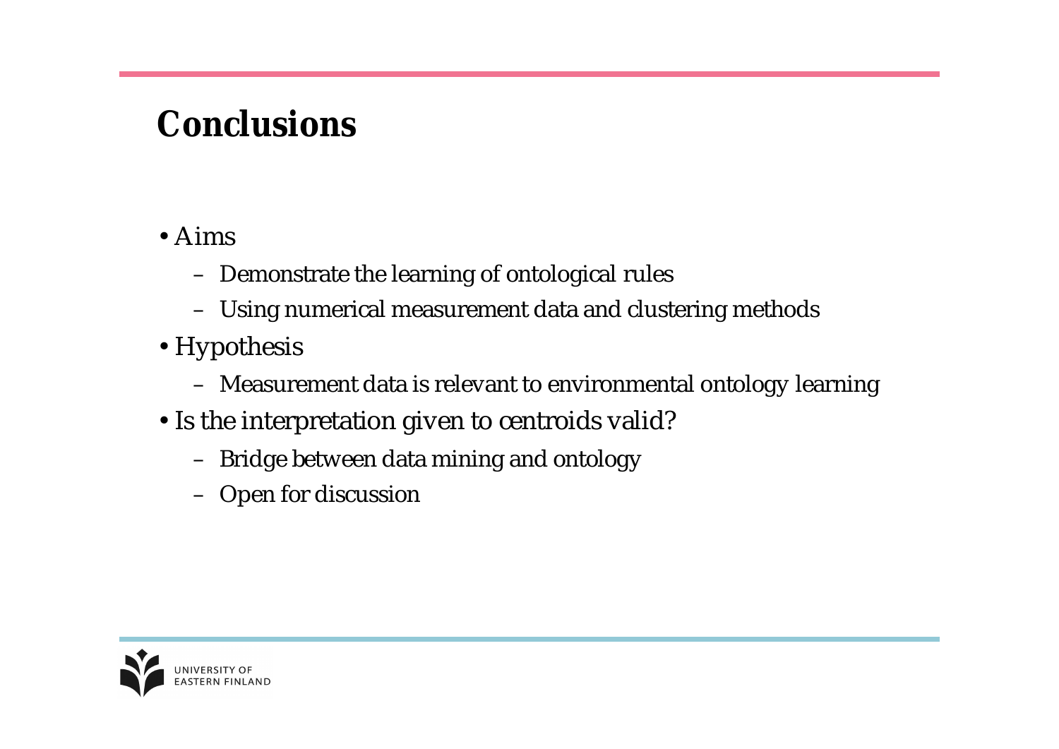# Conclusions

- Aims
  - Demonstrate the learning of ontological rules
  - Using numerical measurement data and clustering methods
- Hypothesis
  - Measurement data is relevant to environmental ontology learning
- Is the interpretation given to centroids valid?
  - Bridge between data mining and ontology
  - Open for discussion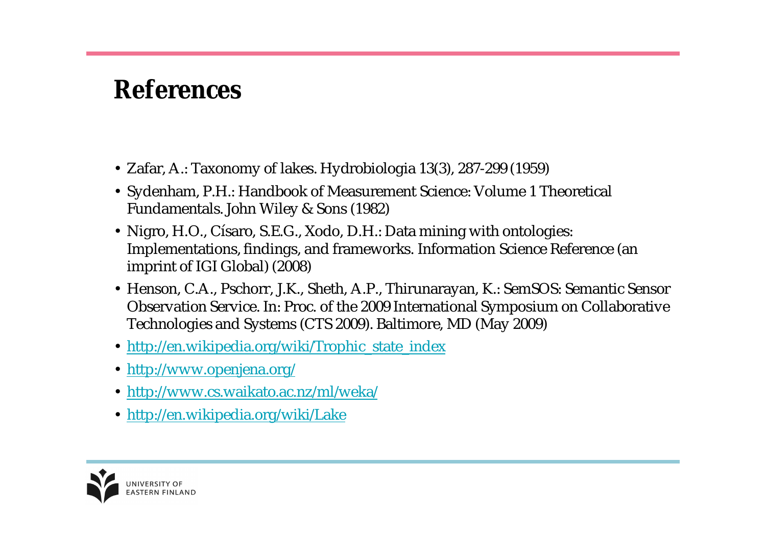## References

- Zafar, A.: Taxonomy of lakes. Hydrobiologia 13(3), 287-299 (1959)
- Sydenham, P.H.: Handbook of Measurement Science: Volume 1 Theoretical Fundamentals. John Wiley & Sons (1982)
- Nigro, H.O., Císaro, S.E.G., Xodo, D.H.: Data mining with ontologies: Implementations, findings, and frameworks. Information Science Reference (an imprint of IGI Global) (2008)
- Henson, C.A., Pschorr, J.K., Sheth, A.P., Thirunarayan, K.: SemSOS: Semantic Sensor Observation Service. In: Proc. of the 2009 International Symposium on Collaborative Technologies and Systems (CTS 2009). Baltimore, MD (May 2009)
- http://en.wikipedia.org/wiki/Trophic_state_index
- http://www.openjena.org/
- http://www.cs.waikato.ac.nz/ml/weka/
- http://en.wikipedia.org/wiki/Lake